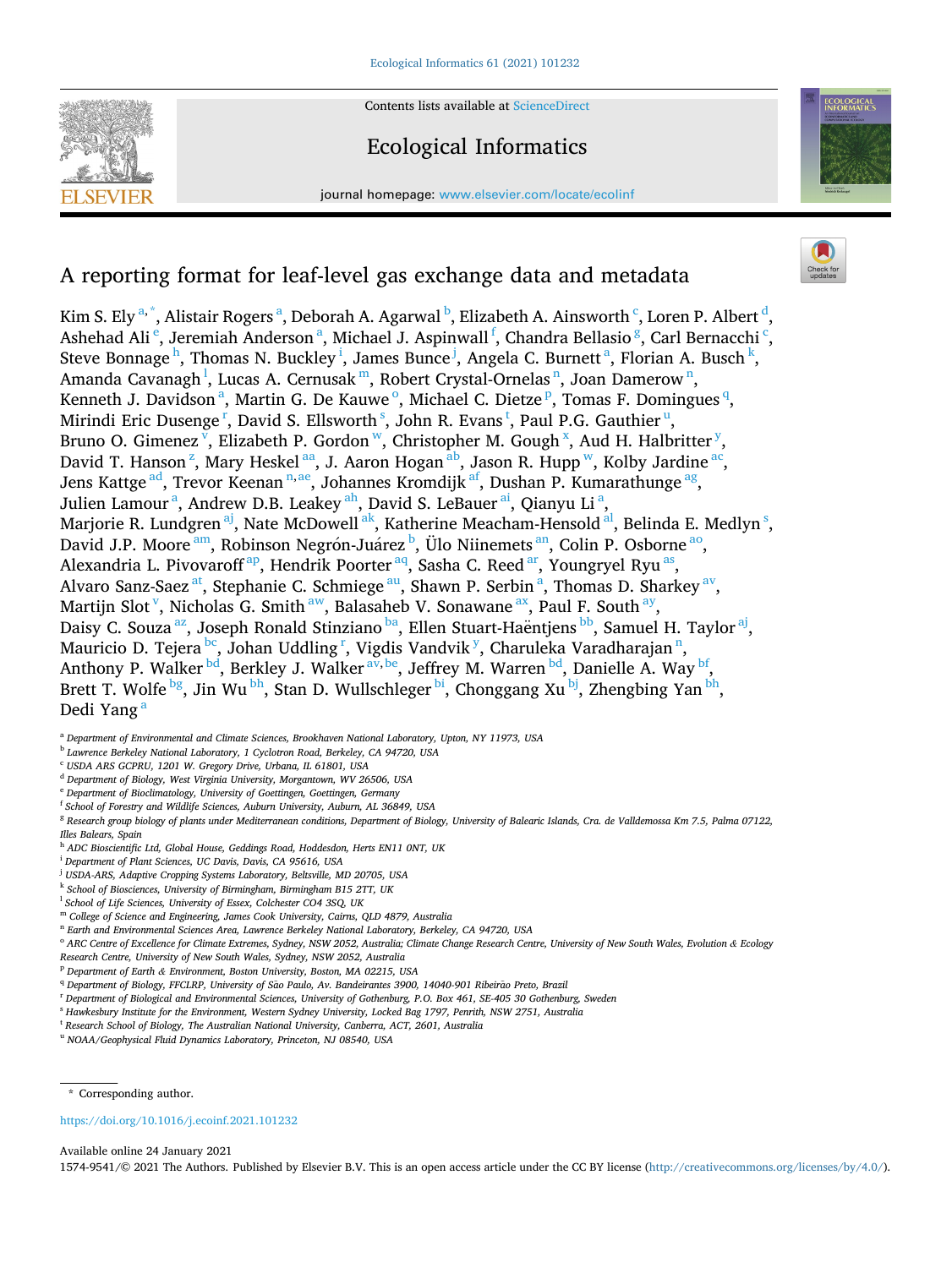Contents lists available at ScienceDirect

# Ecological Informatics

journal homepage: www.elsevier.com/locate/ecolinf

# A reporting format for leaf-level gas exchange data and metadata

Kim S. Ely[a,*], Alistair Rogers[a], Deborah A. Agarwal[b], Elizabeth A. Ainsworth[c], Loren P. Albert[d], Ashehad Ali[e], Jeremiah Anderson[a], Michael J. Aspinwall[f], Chandra Bellasio[g], Carl Bernacchi[c], Steve Bonnage[h], Thomas N. Buckley[i], James Bunce[j], Angela C. Burnett[a], Florian A. Busch[k], Amanda Cavanagh[l], Lucas A. Cernusak[m], Robert Crystal-Ornelas[n], Joan Damerow[n], Kenneth J. Davidson[a], Martin G. De Kauwe[o], Michael C. Dietze[p], Tomas F. Domingues[q], Mirindi Eric Dusenge[r], David S. Ellsworth[s], John R. Evans[t], Paul P.G. Gauthier[u], Bruno O. Gimenez[v], Elizabeth P. Gordon[w], Christopher M. Gough[x], Aud H. Halbritter[y], David T. Hanson[z], Mary Heskel[aa], J. Aaron Hogan[ab], Jason R. Hupp[w], Kolby Jardine[ac], Jens Kattge[ad], Trevor Keenan[n,ae], Johannes Kromdijk[af], Dushan P. Kumarathunge[ag], Julien Lamour[a], Andrew D.B. Leakey[ah], David S. LeBauer[ai], Qianyu Li[a], Marjorie R. Lundgren[aj], Nate McDowell[ak], Katherine Meacham-Hensold[al], Belinda E. Medlyn[s], David J.P. Moore[am], Robinson Negrón-Juárez[b], Ülo Niinemets[an], Colin P. Osborne[ao], Alexandria L. Pivovaroff[ap], Hendrik Poorter[aq], Sasha C. Reed[ar], Youngryel Ryu[as], Alvaro Sanz-Saez[at], Stephanie C. Schmiege[au], Shawn P. Serbin[a], Thomas D. Sharkey[av], Martijn Slot[v], Nicholas G. Smith[aw], Balasaheb V. Sonawane[ax], Paul F. South[ay], Daisy C. Souza[az], Joseph Ronald Stinziano[ba], Ellen Stuart-Haëntjens[bb], Samuel H. Taylor[aj], Mauricio D. Tejera[bc], Johan Uddling[r], Vigdis Vandvik[y], Charuleka Varadharajan[n], Anthony P. Walker[bd], Berkley J. Walker[av,be], Jeffrey M. Warren[bd], Danielle A. Way[bf], Brett T. Wolfe[bg], Jin Wu[bh], Stan D. Wullschleger[bi], Chonggang Xu[bj], Zhengbing Yan[bh], Dedi Yang[a]

[a] Department of Environmental and Climate Sciences, Brookhaven National Laboratory, Upton, NY 11973, USA
[b] Lawrence Berkeley National Laboratory, 1 Cyclotron Road, Berkeley, CA 94720, USA
[c] USDA ARS GCPRU, 1201 W. Gregory Drive, Urbana, IL 61801, USA
[d] Department of Biology, West Virginia University, Morgantown, WV 26506, USA
[e] Department of Bioclimatology, University of Goettingen, Goettingen, Germany
[f] School of Forestry and Wildlife Sciences, Auburn University, Auburn, AL 36849, USA
[g] Research group biology of plants under Mediterranean conditions, Department of Biology, University of Balearic Islands, Cra. de Valldemossa Km 7.5, Palma 07122, Illes Balears, Spain
[h] ADC Bioscientific Ltd, Global House, Geddings Road, Hoddesdon, Herts EN11 0NT, UK
[i] Department of Plant Sciences, UC Davis, Davis, CA 95616, USA
[j] USDA-ARS, Adaptive Cropping Systems Laboratory, Beltsville, MD 20705, USA
[k] School of Biosciences, University of Birmingham, Birmingham B15 2TT, UK
[l] School of Life Sciences, University of Essex, Colchester CO4 3SQ, UK
[m] College of Science and Engineering, James Cook University, Cairns, QLD 4879, Australia
[n] Earth and Environmental Sciences Area, Lawrence Berkeley National Laboratory, Berkeley, CA 94720, USA
[o] ARC Centre of Excellence for Climate Extremes, Sydney, NSW 2052, Australia; Climate Change Research Centre, University of New South Wales, Evolution & Ecology Research Centre, University of New South Wales, Sydney, NSW 2052, Australia
[p] Department of Earth & Environment, Boston University, Boston, MA 02215, USA
[q] Department of Biology, FFCLRP, University of São Paulo, Av. Bandeirantes 3900, 14040-901 Ribeirão Preto, Brazil
[r] Department of Biological and Environmental Sciences, University of Gothenburg, P.O. Box 461, SE-405 30 Gothenburg, Sweden
[s] Hawkesbury Institute for the Environment, Western Sydney University, Locked Bag 1797, Penrith, NSW 2751, Australia
[t] Research School of Biology, The Australian National University, Canberra, ACT, 2601, Australia
[u] NOAA/Geophysical Fluid Dynamics Laboratory, Princeton, NJ 08540, USA

\* Corresponding author.

https://doi.org/10.1016/j.ecoinf.2021.101232

Available online 24 January 2021

1574-9541/© 2021 The Authors. Published by Elsevier B.V. This is an open access article under the CC BY license (http://creativecommons.org/licenses/by/4.0/).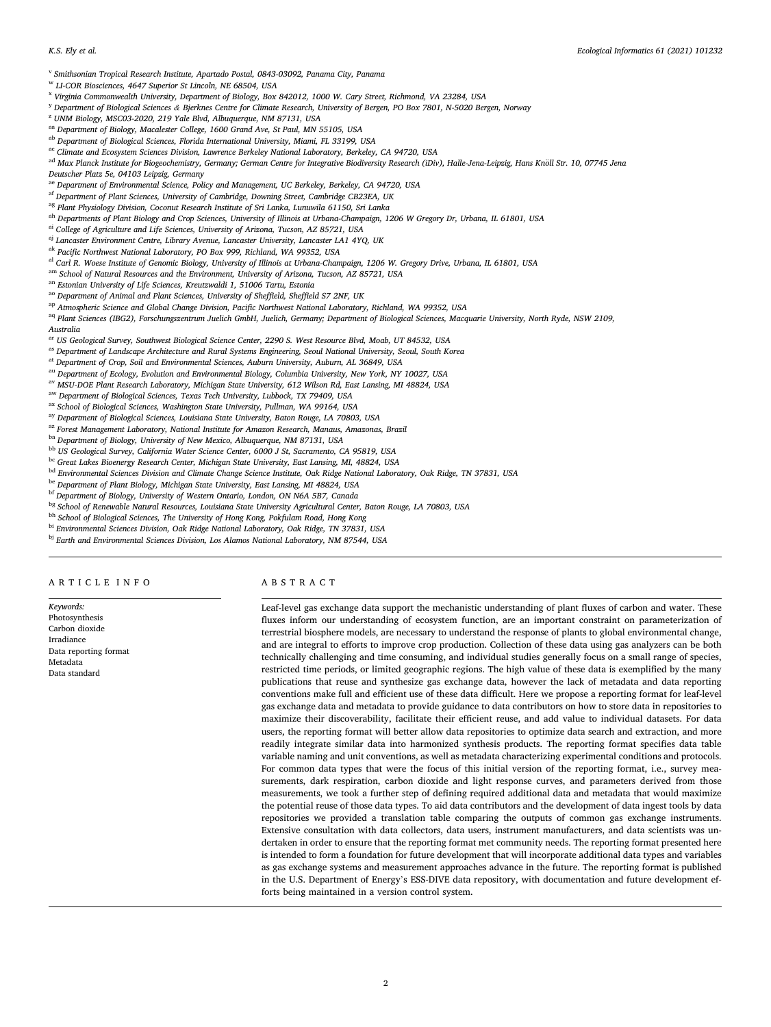[v] Smithsonian Tropical Research Institute, Apartado Postal, 0843-03092, Panama City, Panama
[w] LI-COR Biosciences, 4647 Superior St Lincoln, NE 68504, USA
[x] Virginia Commonwealth University, Department of Biology, Box 842012, 1000 W. Cary Street, Richmond, VA 23284, USA
[y] Department of Biological Sciences & Bjerknes Centre for Climate Research, University of Bergen, PO Box 7801, N-5020 Bergen, Norway
[z] UNM Biology, MSC03-2020, 219 Yale Blvd, Albuquerque, NM 87131, USA
[aa] Department of Biology, Macalester College, 1600 Grand Ave, St Paul, MN 55105, USA
[ab] Department of Biological Sciences, Florida International University, Miami, FL 33199, USA
[ac] Climate and Ecosystem Sciences Division, Lawrence Berkeley National Laboratory, Berkeley, CA 94720, USA
[ad] Max Planck Institute for Biogeochemistry, Germany; German Centre for Integrative Biodiversity Research (iDiv), Halle-Jena-Leipzig, Hans Knöll Str. 10, 07745 Jena Deutscher Platz 5e, 04103 Leipzig, Germany
[ae] Department of Environmental Science, Policy and Management, UC Berkeley, Berkeley, CA 94720, USA
[af] Department of Plant Sciences, University of Cambridge, Downing Street, Cambridge CB23EA, UK
[ag] Plant Physiology Division, Coconut Research Institute of Sri Lanka, Lunuwila 61150, Sri Lanka
[ah] Departments of Plant Biology and Crop Sciences, University of Illinois at Urbana-Champaign, 1206 W Gregory Dr, Urbana, IL 61801, USA
[ai] College of Agriculture and Life Sciences, University of Arizona, Tucson, AZ 85721, USA
[aj] Lancaster Environment Centre, Library Avenue, Lancaster University, Lancaster LA1 4YQ, UK
[ak] Pacific Northwest National Laboratory, PO Box 999, Richland, WA 99352, USA
[al] Carl R. Woese Institute of Genomic Biology, University of Illinois at Urbana-Champaign, 1206 W. Gregory Drive, Urbana, IL 61801, USA
[am] School of Natural Resources and the Environment, University of Arizona, Tucson, AZ 85721, USA
[an] Estonian University of Life Sciences, Kreutzwaldi 1, 51006 Tartu, Estonia
[ao] Department of Animal and Plant Sciences, University of Sheffield, Sheffield S7 2NF, UK
[ap] Atmospheric Science and Global Change Division, Pacific Northwest National Laboratory, Richland, WA 99352, USA
[aq] Plant Sciences (IBG2), Forschungszentrum Juelich GmbH, Juelich, Germany; Department of Biological Sciences, Macquarie University, North Ryde, NSW 2109, Australia
[ar] US Geological Survey, Southwest Biological Science Center, 2290 S. West Resource Blvd, Moab, UT 84532, USA
[as] Department of Landscape Architecture and Rural Systems Engineering, Seoul National University, Seoul, South Korea
[at] Department of Crop, Soil and Environmental Sciences, Auburn University, Auburn, AL 36849, USA
[au] Department of Ecology, Evolution and Environmental Biology, Columbia University, New York, NY 10027, USA
[av] MSU-DOE Plant Research Laboratory, Michigan State University, 612 Wilson Rd, East Lansing, MI 48824, USA
[aw] Department of Biological Sciences, Texas Tech University, Lubbock, TX 79409, USA
[ax] School of Biological Sciences, Washington State University, Pullman, WA 99164, USA
[ay] Department of Biological Sciences, Louisiana State University, Baton Rouge, LA 70803, USA
[az] Forest Management Laboratory, National Institute for Amazon Research, Manaus, Amazonas, Brazil
[ba] Department of Biology, University of New Mexico, Albuquerque, NM 87131, USA
[bb] US Geological Survey, California Water Science Center, 6000 J St, Sacramento, CA 95819, USA
[bc] Great Lakes Bioenergy Research Center, Michigan State University, East Lansing, MI, 48824, USA
[bd] Environmental Sciences Division and Climate Change Science Institute, Oak Ridge National Laboratory, Oak Ridge, TN 37831, USA
[be] Department of Plant Biology, Michigan State University, East Lansing, MI 48824, USA
[bf] Department of Biology, University of Western Ontario, London, ON N6A 5B7, Canada
[bg] School of Renewable Natural Resources, Louisiana State University Agricultural Center, Baton Rouge, LA 70803, USA
[bh] School of Biological Sciences, The University of Hong Kong, Pokfulam Road, Hong Kong
[bi] Environmental Sciences Division, Oak Ridge National Laboratory, Oak Ridge, TN 37831, USA
[bj] Earth and Environmental Sciences Division, Los Alamos National Laboratory, NM 87544, USA

## ARTICLE INFO

*Keywords:*
Photosynthesis
Carbon dioxide
Irradiance
Data reporting format
Metadata
Data standard

## ABSTRACT

Leaf-level gas exchange data support the mechanistic understanding of plant fluxes of carbon and water. These fluxes inform our understanding of ecosystem function, are an important constraint on parameterization of terrestrial biosphere models, are necessary to understand the response of plants to global environmental change, and are integral to efforts to improve crop production. Collection of these data using gas analyzers can be both technically challenging and time consuming, and individual studies generally focus on a small range of species, restricted time periods, or limited geographic regions. The high value of these data is exemplified by the many publications that reuse and synthesize gas exchange data, however the lack of metadata and data reporting conventions make full and efficient use of these data difficult. Here we propose a reporting format for leaf-level gas exchange data and metadata to provide guidance to data contributors on how to store data in repositories to maximize their discoverability, facilitate their efficient reuse, and add value to individual datasets. For data users, the reporting format will better allow data repositories to optimize data search and extraction, and more readily integrate similar data into harmonized synthesis products. The reporting format specifies data table variable naming and unit conventions, as well as metadata characterizing experimental conditions and protocols. For common data types that were the focus of this initial version of the reporting format, i.e., survey measurements, dark respiration, carbon dioxide and light response curves, and parameters derived from those measurements, we took a further step of defining required additional data and metadata that would maximize the potential reuse of those data types. To aid data contributors and the development of data ingest tools by data repositories we provided a translation table comparing the outputs of common gas exchange instruments. Extensive consultation with data collectors, data users, instrument manufacturers, and data scientists was undertaken in order to ensure that the reporting format met community needs. The reporting format presented here is intended to form a foundation for future development that will incorporate additional data types and variables as gas exchange systems and measurement approaches advance in the future. The reporting format is published in the U.S. Department of Energy's ESS-DIVE data repository, with documentation and future development efforts being maintained in a version control system.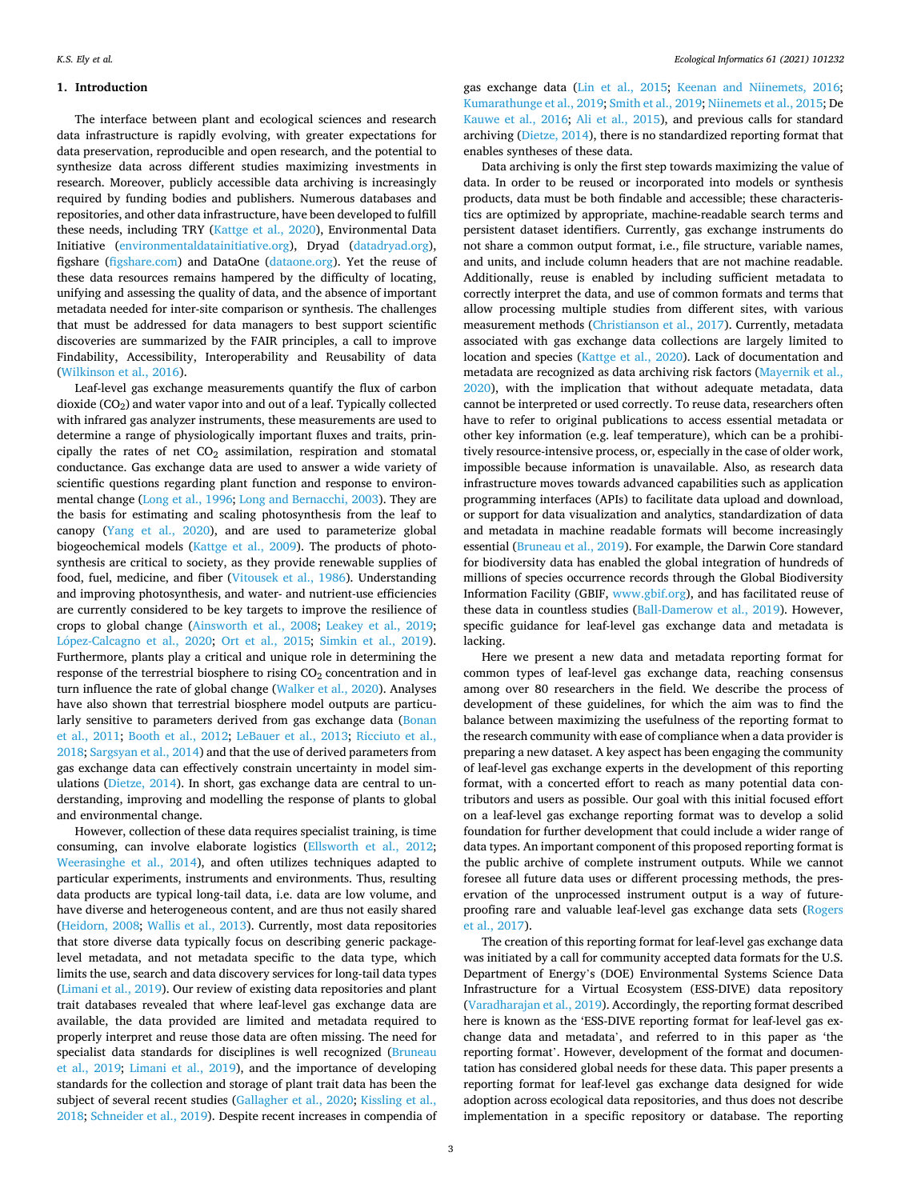## 1. Introduction

The interface between plant and ecological sciences and research data infrastructure is rapidly evolving, with greater expectations for data preservation, reproducible and open research, and the potential to synthesize data across different studies maximizing investments in research. Moreover, publicly accessible data archiving is increasingly required by funding bodies and publishers. Numerous databases and repositories, and other data infrastructure, have been developed to fulfill these needs, including TRY (Kattge et al., 2020), Environmental Data Initiative (environmentaldatainitiative.org), Dryad (datadryad.org), figshare (figshare.com) and DataOne (dataone.org). Yet the reuse of these data resources remains hampered by the difficulty of locating, unifying and assessing the quality of data, and the absence of important metadata needed for inter-site comparison or synthesis. The challenges that must be addressed for data managers to best support scientific discoveries are summarized by the FAIR principles, a call to improve Findability, Accessibility, Interoperability and Reusability of data (Wilkinson et al., 2016).

Leaf-level gas exchange measurements quantify the flux of carbon dioxide ($CO_2$) and water vapor into and out of a leaf. Typically collected with infrared gas analyzer instruments, these measurements are used to determine a range of physiologically important fluxes and traits, principally the rates of net $CO_2$ assimilation, respiration and stomatal conductance. Gas exchange data are used to answer a wide variety of scientific questions regarding plant function and response to environmental change (Long et al., 1996; Long and Bernacchi, 2003). They are the basis for estimating and scaling photosynthesis from the leaf to canopy (Yang et al., 2020), and are used to parameterize global biogeochemical models (Kattge et al., 2009). The products of photosynthesis are critical to society, as they provide renewable supplies of food, fuel, medicine, and fiber (Vitousek et al., 1986). Understanding and improving photosynthesis, and water- and nutrient-use efficiencies are currently considered to be key targets to improve the resilience of crops to global change (Ainsworth et al., 2008; Leakey et al., 2019; López-Calcagno et al., 2020; Ort et al., 2015; Simkin et al., 2019). Furthermore, plants play a critical and unique role in determining the response of the terrestrial biosphere to rising $CO_2$ concentration and in turn influence the rate of global change (Walker et al., 2020). Analyses have also shown that terrestrial biosphere model outputs are particularly sensitive to parameters derived from gas exchange data (Bonan et al., 2011; Booth et al., 2012; LeBauer et al., 2013; Ricciuto et al., 2018; Sargsyan et al., 2014) and that the use of derived parameters from gas exchange data can effectively constrain uncertainty in model simulations (Dietze, 2014). In short, gas exchange data are central to understanding, improving and modelling the response of plants to global and environmental change.

However, collection of these data requires specialist training, is time consuming, can involve elaborate logistics (Ellsworth et al., 2012; Weerasinghe et al., 2014), and often utilizes techniques adapted to particular experiments, instruments and environments. Thus, resulting data products are typical long-tail data, i.e. data are low volume, and have diverse and heterogeneous content, and are thus not easily shared (Heidorn, 2008; Wallis et al., 2013). Currently, most data repositories that store diverse data typically focus on describing generic package-level metadata, and not metadata specific to the data type, which limits the use, search and data discovery services for long-tail data types (Limani et al., 2019). Our review of existing data repositories and plant trait databases revealed that where leaf-level gas exchange data are available, the data provided are limited and metadata required to properly interpret and reuse those data are often missing. The need for specialist data standards for disciplines is well recognized (Bruneau et al., 2019; Limani et al., 2019), and the importance of developing standards for the collection and storage of plant trait data has been the subject of several recent studies (Gallagher et al., 2020; Kissling et al., 2018; Schneider et al., 2019). Despite recent increases in compendia of gas exchange data (Lin et al., 2015; Keenan and Niinemets, 2016; Kumarathunge et al., 2019; Smith et al., 2019; Niinemets et al., 2015; De Kauwe et al., 2016; Ali et al., 2015), and previous calls for standard archiving (Dietze, 2014), there is no standardized reporting format that enables syntheses of these data.

Data archiving is only the first step towards maximizing the value of data. In order to be reused or incorporated into models or synthesis products, data must be both findable and accessible; these characteristics are optimized by appropriate, machine-readable search terms and persistent dataset identifiers. Currently, gas exchange instruments do not share a common output format, i.e., file structure, variable names, and units, and include column headers that are not machine readable. Additionally, reuse is enabled by including sufficient metadata to correctly interpret the data, and use of common formats and terms that allow processing multiple studies from different sites, with various measurement methods (Christianson et al., 2017). Currently, metadata associated with gas exchange data collections are largely limited to location and species (Kattge et al., 2020). Lack of documentation and metadata are recognized as data archiving risk factors (Mayernik et al., 2020), with the implication that without adequate metadata, data cannot be interpreted or used correctly. To reuse data, researchers often have to refer to original publications to access essential metadata or other key information (e.g. leaf temperature), which can be a prohibitively resource-intensive process, or, especially in the case of older work, impossible because information is unavailable. Also, as research data infrastructure moves towards advanced capabilities such as application programming interfaces (APIs) to facilitate data upload and download, or support for data visualization and analytics, standardization of data and metadata in machine readable formats will become increasingly essential (Bruneau et al., 2019). For example, the Darwin Core standard for biodiversity data has enabled the global integration of hundreds of millions of species occurrence records through the Global Biodiversity Information Facility (GBIF, www.gbif.org), and has facilitated reuse of these data in countless studies (Ball-Damerow et al., 2019). However, specific guidance for leaf-level gas exchange data and metadata is lacking.

Here we present a new data and metadata reporting format for common types of leaf-level gas exchange data, reaching consensus among over 80 researchers in the field. We describe the process of development of these guidelines, for which the aim was to find the balance between maximizing the usefulness of the reporting format to the research community with ease of compliance when a data provider is preparing a new dataset. A key aspect has been engaging the community of leaf-level gas exchange experts in the development of this reporting format, with a concerted effort to reach as many potential data contributors and users as possible. Our goal with this initial focused effort on a leaf-level gas exchange reporting format was to develop a solid foundation for further development that could include a wider range of data types. An important component of this proposed reporting format is the public archive of complete instrument outputs. While we cannot foresee all future data uses or different processing methods, the preservation of the unprocessed instrument output is a way of future-proofing rare and valuable leaf-level gas exchange data sets (Rogers et al., 2017).

The creation of this reporting format for leaf-level gas exchange data was initiated by a call for community accepted data formats for the U.S. Department of Energy's (DOE) Environmental Systems Science Data Infrastructure for a Virtual Ecosystem (ESS-DIVE) data repository (Varadharajan et al., 2019). Accordingly, the reporting format described here is known as the 'ESS-DIVE reporting format for leaf-level gas exchange data and metadata', and referred to in this paper as 'the reporting format'. However, development of the format and documentation has considered global needs for these data. This paper presents a reporting format for leaf-level gas exchange data designed for wide adoption across ecological data repositories, and thus does not describe implementation in a specific repository or database. The reporting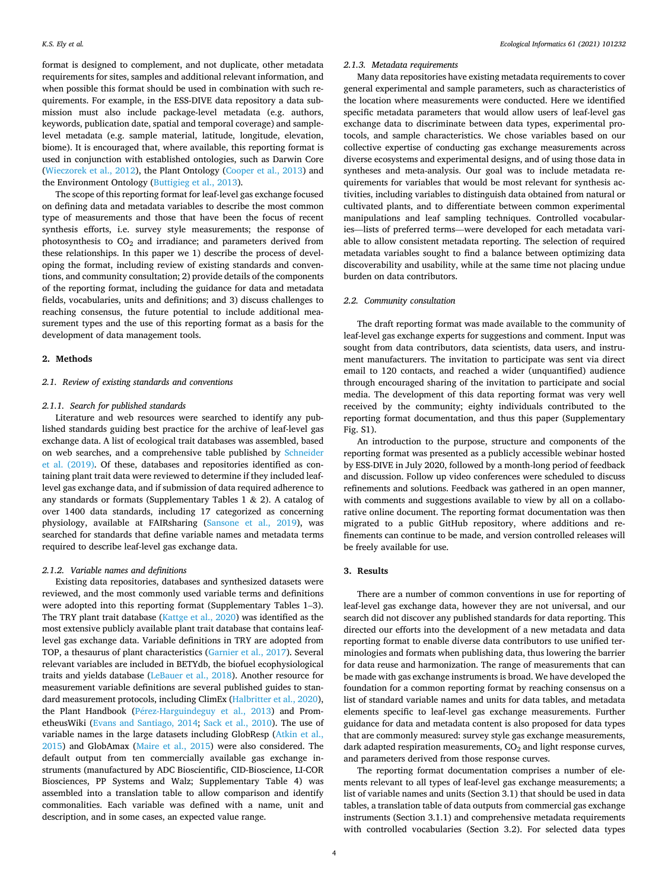format is designed to complement, and not duplicate, other metadata requirements for sites, samples and additional relevant information, and when possible this format should be used in combination with such requirements. For example, in the ESS-DIVE data repository a data submission must also include package-level metadata (e.g. authors, keywords, publication date, spatial and temporal coverage) and sample-level metadata (e.g. sample material, latitude, longitude, elevation, biome). It is encouraged that, where available, this reporting format is used in conjunction with established ontologies, such as Darwin Core (Wieczorek et al., 2012), the Plant Ontology (Cooper et al., 2013) and the Environment Ontology (Buttigieg et al., 2013).

The scope of this reporting format for leaf-level gas exchange focused on defining data and metadata variables to describe the most common type of measurements and those that have been the focus of recent synthesis efforts, i.e. survey style measurements; the response of photosynthesis to $CO_2$ and irradiance; and parameters derived from these relationships. In this paper we 1) describe the process of developing the format, including review of existing standards and conventions, and community consultation; 2) provide details of the components of the reporting format, including the guidance for data and metadata fields, vocabularies, units and definitions; and 3) discuss challenges to reaching consensus, the future potential to include additional measurement types and the use of this reporting format as a basis for the development of data management tools.

## 2. Methods

### 2.1. Review of existing standards and conventions

#### 2.1.1. Search for published standards

Literature and web resources were searched to identify any published standards guiding best practice for the archive of leaf-level gas exchange data. A list of ecological trait databases was assembled, based on web searches, and a comprehensive table published by Schneider et al. (2019). Of these, databases and repositories identified as containing plant trait data were reviewed to determine if they included leaf-level gas exchange data, and if submission of data required adherence to any standards or formats (Supplementary Tables 1 & 2). A catalog of over 1400 data standards, including 17 categorized as concerning physiology, available at FAIRsharing (Sansone et al., 2019), was searched for standards that define variable names and metadata terms required to describe leaf-level gas exchange data.

#### 2.1.2. Variable names and definitions

Existing data repositories, databases and synthesized datasets were reviewed, and the most commonly used variable terms and definitions were adopted into this reporting format (Supplementary Tables 1–3). The TRY plant trait database (Kattge et al., 2020) was identified as the most extensive publicly available plant trait database that contains leaf-level gas exchange data. Variable definitions in TRY are adopted from TOP, a thesaurus of plant characteristics (Garnier et al., 2017). Several relevant variables are included in BETYdb, the biofuel ecophysiological traits and yields database (LeBauer et al., 2018). Another resource for measurement variable definitions are several published guides to standard measurement protocols, including ClimEx (Halbritter et al., 2020), the Plant Handbook (Pérez-Harguindeguy et al., 2013) and PrometheusWiki (Evans and Santiago, 2014; Sack et al., 2010). The use of variable names in the large datasets including GlobResp (Atkin et al., 2015) and GlobAmax (Maire et al., 2015) were also considered. The default output from ten commercially available gas exchange instruments (manufactured by ADC Bioscientific, CID-Bioscience, LI-COR Biosciences, PP Systems and Walz; Supplementary Table 4) was assembled into a translation table to allow comparison and identify commonalities. Each variable was defined with a name, unit and description, and in some cases, an expected value range.

#### 2.1.3. Metadata requirements

Many data repositories have existing metadata requirements to cover general experimental and sample parameters, such as characteristics of the location where measurements were conducted. Here we identified specific metadata parameters that would allow users of leaf-level gas exchange data to discriminate between data types, experimental protocols, and sample characteristics. We chose variables based on our collective expertise of conducting gas exchange measurements across diverse ecosystems and experimental designs, and of using those data in syntheses and meta-analysis. Our goal was to include metadata requirements for variables that would be most relevant for synthesis activities, including variables to distinguish data obtained from natural or cultivated plants, and to differentiate between common experimental manipulations and leaf sampling techniques. Controlled vocabularies—lists of preferred terms—were developed for each metadata variable to allow consistent metadata reporting. The selection of required metadata variables sought to find a balance between optimizing data discoverability and usability, while at the same time not placing undue burden on data contributors.

### 2.2. Community consultation

The draft reporting format was made available to the community of leaf-level gas exchange experts for suggestions and comment. Input was sought from data contributors, data scientists, data users, and instrument manufacturers. The invitation to participate was sent via direct email to 120 contacts, and reached a wider (unquantified) audience through encouraged sharing of the invitation to participate and social media. The development of this data reporting format was very well received by the community; eighty individuals contributed to the reporting format documentation, and thus this paper (Supplementary Fig. S1).

An introduction to the purpose, structure and components of the reporting format was presented as a publicly accessible webinar hosted by ESS-DIVE in July 2020, followed by a month-long period of feedback and discussion. Follow up video conferences were scheduled to discuss refinements and solutions. Feedback was gathered in an open manner, with comments and suggestions available to view by all on a collaborative online document. The reporting format documentation was then migrated to a public GitHub repository, where additions and refinements can continue to be made, and version controlled releases will be freely available for use.

## 3. Results

There are a number of common conventions in use for reporting of leaf-level gas exchange data, however they are not universal, and our search did not discover any published standards for data reporting. This directed our efforts into the development of a new metadata and data reporting format to enable diverse data contributors to use unified terminologies and formats when publishing data, thus lowering the barrier for data reuse and harmonization. The range of measurements that can be made with gas exchange instruments is broad. We have developed the foundation for a common reporting format by reaching consensus on a list of standard variable names and units for data tables, and metadata elements specific to leaf-level gas exchange measurements. Further guidance for data and metadata content is also proposed for data types that are commonly measured: survey style gas exchange measurements, dark adapted respiration measurements, $CO_2$ and light response curves, and parameters derived from those response curves.

The reporting format documentation comprises a number of elements relevant to all types of leaf-level gas exchange measurements; a list of variable names and units (Section 3.1) that should be used in data tables, a translation table of data outputs from commercial gas exchange instruments (Section 3.1.1) and comprehensive metadata requirements with controlled vocabularies (Section 3.2). For selected data types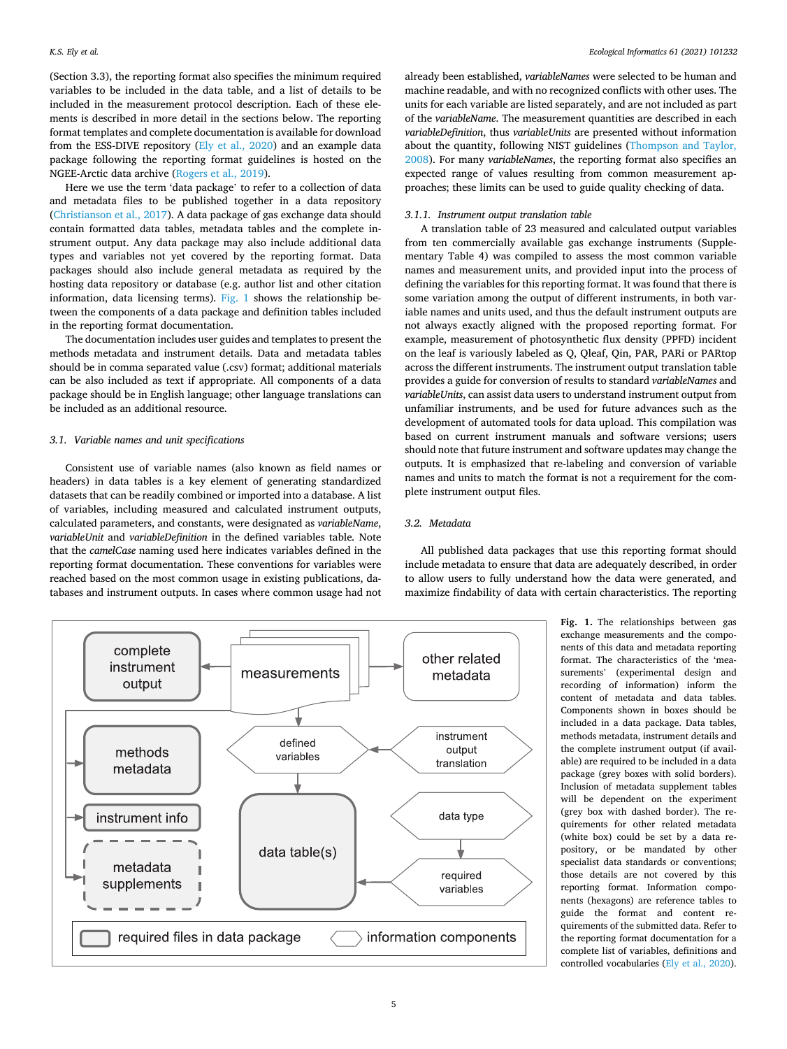(Section 3.3), the reporting format also specifies the minimum required variables to be included in the data table, and a list of details to be included in the measurement protocol description. Each of these elements is described in more detail in the sections below. The reporting format templates and complete documentation is available for download from the ESS-DIVE repository (Ely et al., 2020) and an example data package following the reporting format guidelines is hosted on the NGEE-Arctic data archive (Rogers et al., 2019).

Here we use the term 'data package' to refer to a collection of data and metadata files to be published together in a data repository (Christianson et al., 2017). A data package of gas exchange data should contain formatted data tables, metadata tables and the complete instrument output. Any data package may also include additional data types and variables not yet covered by the reporting format. Data packages should also include general metadata as required by the hosting data repository or database (e.g. author list and other citation information, data licensing terms). Fig. 1 shows the relationship between the components of a data package and definition tables included in the reporting format documentation.

The documentation includes user guides and templates to present the methods metadata and instrument details. Data and metadata tables should be in comma separated value (.csv) format; additional materials can be also included as text if appropriate. All components of a data package should be in English language; other language translations can be included as an additional resource.

### 3.1. Variable names and unit specifications

Consistent use of variable names (also known as field names or headers) in data tables is a key element of generating standardized datasets that can be readily combined or imported into a database. A list of variables, including measured and calculated instrument outputs, calculated parameters, and constants, were designated as *variableName*, *variableUnit* and *variableDefinition* in the defined variables table. Note that the *camelCase* naming used here indicates variables defined in the reporting format documentation. These conventions for variables were reached based on the most common usage in existing publications, databases and instrument outputs. In cases where common usage had not already been established, *variableNames* were selected to be human and machine readable, and with no recognized conflicts with other uses. The units for each variable are listed separately, and are not included as part of the *variableName*. The measurement quantities are described in each *variableDefinition*, thus *variableUnits* are presented without information about the quantity, following NIST guidelines (Thompson and Taylor, 2008). For many *variableNames*, the reporting format also specifies an expected range of values resulting from common measurement approaches; these limits can be used to guide quality checking of data.

#### 3.1.1. Instrument output translation table

A translation table of 23 measured and calculated output variables from ten commercially available gas exchange instruments (Supplementary Table 4) was compiled to assess the most common variable names and measurement units, and provided input into the process of defining the variables for this reporting format. It was found that there is some variation among the output of different instruments, in both variable names and units used, and thus the default instrument outputs are not always exactly aligned with the proposed reporting format. For example, measurement of photosynthetic flux density (PPFD) incident on the leaf is variously labeled as Q, Qleaf, Qin, PAR, PARi or PARtop across the different instruments. The instrument output translation table provides a guide for conversion of results to standard *variableNames* and *variableUnits*, can assist data users to understand instrument output from unfamiliar instruments, and be used for future advances such as the development of automated tools for data upload. This compilation was based on current instrument manuals and software versions; users should note that future instrument and software updates may change the outputs. It is emphasized that re-labeling and conversion of variable names and units to match the format is not a requirement for the complete instrument output files.

### 3.2. Metadata

All published data packages that use this reporting format should include metadata to ensure that data are adequately described, in order to allow users to fully understand how the data were generated, and maximize findability of data with certain characteristics. The reporting

**Fig. 1.** The relationships between gas exchange measurements and the components of this data and metadata reporting format. The characteristics of the 'measurements' (experimental design and recording of information) inform the content of metadata and data tables. Components shown in boxes should be included in a data package. Data tables, methods metadata, instrument details and the complete instrument output (if available) are required to be included in a data package (grey boxes with solid borders). Inclusion of metadata supplement tables will be dependent on the experiment (grey box with dashed border). The requirements for other related metadata (white box) could be set by a data repository, or be mandated by other specialist data standards or conventions; those details are not covered by this reporting format. Information components (hexagons) are reference tables to guide the format and content requirements of the submitted data. Refer to the reporting format documentation for a complete list of variables, definitions and controlled vocabularies (Ely et al., 2020).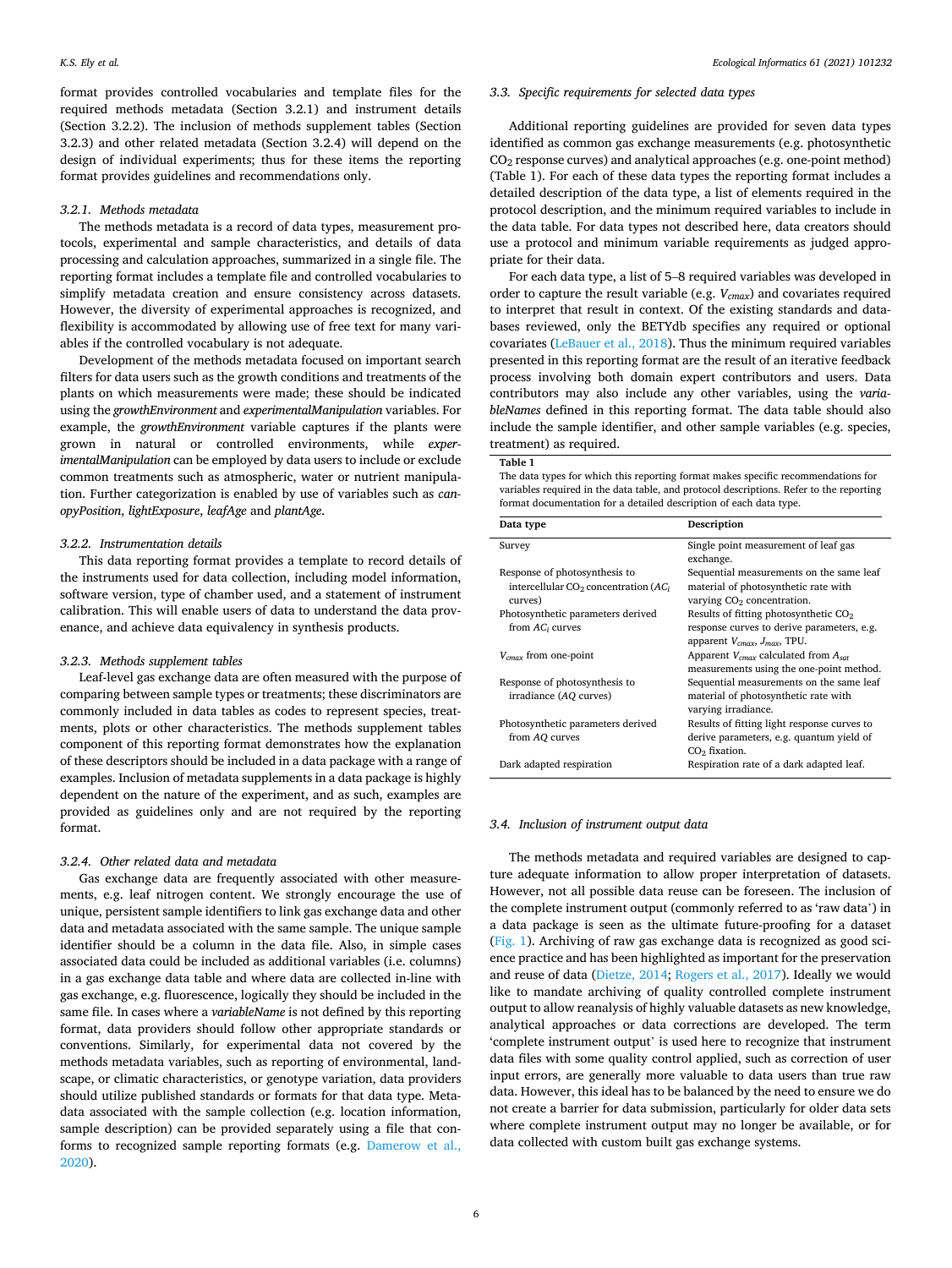format provides controlled vocabularies and template files for the required methods metadata (Section 3.2.1) and instrument details (Section 3.2.2). The inclusion of methods supplement tables (Section 3.2.3) and other related metadata (Section 3.2.4) will depend on the design of individual experiments; thus for these items the reporting format provides guidelines and recommendations only.

#### 3.2.1. Methods metadata

The methods metadata is a record of data types, measurement protocols, experimental and sample characteristics, and details of data processing and calculation approaches, summarized in a single file. The reporting format includes a template file and controlled vocabularies to simplify metadata creation and ensure consistency across datasets. However, the diversity of experimental approaches is recognized, and flexibility is accommodated by allowing use of free text for many variables if the controlled vocabulary is not adequate.

Development of the methods metadata focused on important search filters for data users such as the growth conditions and treatments of the plants on which measurements were made; these should be indicated using the *growthEnvironment* and *experimentalManipulation* variables. For example, the *growthEnvironment* variable captures if the plants were grown in natural or controlled environments, while *experimentalManipulation* can be employed by data users to include or exclude common treatments such as atmospheric, water or nutrient manipulation. Further categorization is enabled by use of variables such as *canopyPosition*, *lightExposure*, *leafAge* and *plantAge*.

#### 3.2.2. Instrumentation details

This data reporting format provides a template to record details of the instruments used for data collection, including model information, software version, type of chamber used, and a statement of instrument calibration. This will enable users of data to understand the data provenance, and achieve data equivalency in synthesis products.

#### 3.2.3. Methods supplement tables

Leaf-level gas exchange data are often measured with the purpose of comparing between sample types or treatments; these discriminators are commonly included in data tables as codes to represent species, treatments, plots or other characteristics. The methods supplement tables component of this reporting format demonstrates how the explanation of these descriptors should be included in a data package with a range of examples. Inclusion of metadata supplements in a data package is highly dependent on the nature of the experiment, and as such, examples are provided as guidelines only and are not required by the reporting format.

#### 3.2.4. Other related data and metadata

Gas exchange data are frequently associated with other measurements, e.g. leaf nitrogen content. We strongly encourage the use of unique, persistent sample identifiers to link gas exchange data and other data and metadata associated with the same sample. The unique sample identifier should be a column in the data file. Also, in simple cases associated data could be included as additional variables (i.e. columns) in a gas exchange data table and where data are collected in-line with gas exchange, e.g. fluorescence, logically they should be included in the same file. In cases where a *variableName* is not defined by this reporting format, data providers should follow other appropriate standards or conventions. Similarly, for experimental data not covered by the methods metadata variables, such as reporting of environmental, landscape, or climatic characteristics, or genotype variation, data providers should utilize published standards or formats for that data type. Metadata associated with the sample collection (e.g. location information, sample description) can be provided separately using a file that conforms to recognized sample reporting formats (e.g. Damerow et al., 2020).

### 3.3. Specific requirements for selected data types

Additional reporting guidelines are provided for seven data types identified as common gas exchange measurements (e.g. photosynthetic $CO_2$ response curves) and analytical approaches (e.g. one-point method) (Table 1). For each of these data types the reporting format includes a detailed description of the data type, a list of elements required in the protocol description, and the minimum required variables to include in the data table. For data types not described here, data creators should use a protocol and minimum variable requirements as judged appropriate for their data.

For each data type, a list of 5–8 required variables was developed in order to capture the result variable (e.g. $V_{cmax}$) and covariates required to interpret that result in context. Of the existing standards and databases reviewed, only the BETYdb specifies any required or optional covariates (LeBauer et al., 2018). Thus the minimum required variables presented in this reporting format are the result of an iterative feedback process involving both domain expert contributors and users. Data contributors may also include any other variables, using the *variableNames* defined in this reporting format. The data table should also include the sample identifier, and other sample variables (e.g. species, treatment) as required.

**Table 1**
The data types for which this reporting format makes specific recommendations for variables required in the data table, and protocol descriptions. Refer to the reporting format documentation for a detailed description of each data type.

| Data type | Description |
|---|---|
| Survey | Single point measurement of leaf gas exchange. |
| Response of photosynthesis to intercellular $CO_2$ concentration ($AC_i$ curves) | Sequential measurements on the same leaf material of photosynthetic rate with varying $CO_2$ concentration. |
| Photosynthetic parameters derived from $AC_i$ curves | Results of fitting photosynthetic $CO_2$ response curves to derive parameters, e.g. apparent $V_{cmax}$, $J_{max}$, TPU. |
| $V_{cmax}$ from one-point | Apparent $V_{cmax}$ calculated from $A_{sat}$ measurements using the one-point method. |
| Response of photosynthesis to irradiance ($AQ$ curves) | Sequential measurements on the same leaf material of photosynthetic rate with varying irradiance. |
| Photosynthetic parameters derived from $AQ$ curves | Results of fitting light response curves to derive parameters, e.g. quantum yield of $CO_2$ fixation. |
| Dark adapted respiration | Respiration rate of a dark adapted leaf. |

### 3.4. Inclusion of instrument output data

The methods metadata and required variables are designed to capture adequate information to allow proper interpretation of datasets. However, not all possible data reuse can be foreseen. The inclusion of the complete instrument output (commonly referred to as 'raw data') in a data package is seen as the ultimate future-proofing for a dataset (Fig. 1). Archiving of raw gas exchange data is recognized as good science practice and has been highlighted as important for the preservation and reuse of data (Dietze, 2014; Rogers et al., 2017). Ideally we would like to mandate archiving of quality controlled complete instrument output to allow reanalysis of highly valuable datasets as new knowledge, analytical approaches or data corrections are developed. The term 'complete instrument output' is used here to recognize that instrument data files with some quality control applied, such as correction of user input errors, are generally more valuable to data users than true raw data. However, this ideal has to be balanced by the need to ensure we do not create a barrier for data submission, particularly for older data sets where complete instrument output may no longer be available, or for data collected with custom built gas exchange systems.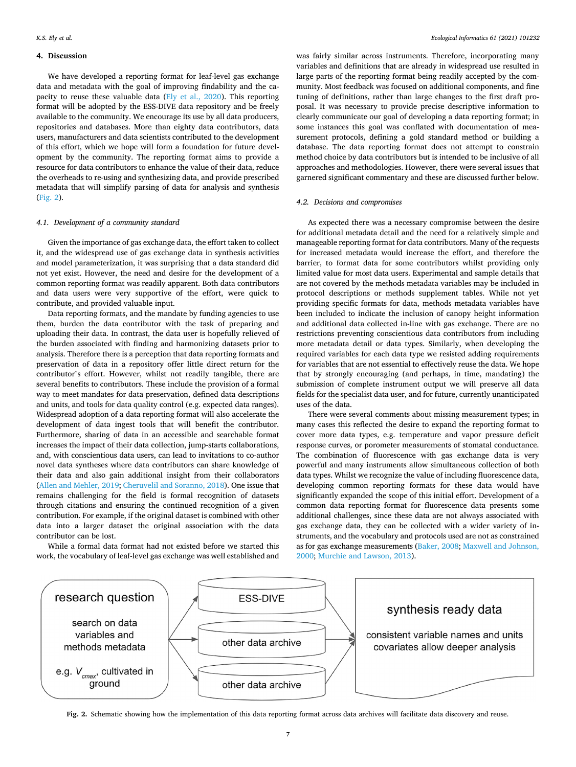## 4. Discussion

We have developed a reporting format for leaf-level gas exchange data and metadata with the goal of improving findability and the capacity to reuse these valuable data (Ely et al., 2020). This reporting format will be adopted by the ESS-DIVE data repository and be freely available to the community. We encourage its use by all data producers, repositories and databases. More than eighty data contributors, data users, manufacturers and data scientists contributed to the development of this effort, which we hope will form a foundation for future development by the community. The reporting format aims to provide a resource for data contributors to enhance the value of their data, reduce the overheads to re-using and synthesizing data, and provide prescribed metadata that will simplify parsing of data for analysis and synthesis (Fig. 2).

### 4.1. Development of a community standard

Given the importance of gas exchange data, the effort taken to collect it, and the widespread use of gas exchange data in synthesis activities and model parameterization, it was surprising that a data standard did not yet exist. However, the need and desire for the development of a common reporting format was readily apparent. Both data contributors and data users were very supportive of the effort, were quick to contribute, and provided valuable input.

Data reporting formats, and the mandate by funding agencies to use them, burden the data contributor with the task of preparing and uploading their data. In contrast, the data user is hopefully relieved of the burden associated with finding and harmonizing datasets prior to analysis. Therefore there is a perception that data reporting formats and preservation of data in a repository offer little direct return for the contributor's effort. However, whilst not readily tangible, there are several benefits to contributors. These include the provision of a formal way to meet mandates for data preservation, defined data descriptions and units, and tools for data quality control (e.g. expected data ranges). Widespread adoption of a data reporting format will also accelerate the development of data ingest tools that will benefit the contributor. Furthermore, sharing of data in an accessible and searchable format increases the impact of their data collection, jump-starts collaborations, and, with conscientious data users, can lead to invitations to co-author novel data syntheses where data contributors can share knowledge of their data and also gain additional insight from their collaborators (Allen and Mehler, 2019; Cheruvelil and Soranno, 2018). One issue that remains challenging for the field is formal recognition of datasets through citations and ensuring the continued recognition of a given contribution. For example, if the original dataset is combined with other data into a larger dataset the original association with the data contributor can be lost.

While a formal data format had not existed before we started this work, the vocabulary of leaf-level gas exchange was well established and was fairly similar across instruments. Therefore, incorporating many variables and definitions that are already in widespread use resulted in large parts of the reporting format being readily accepted by the community. Most feedback was focused on additional components, and fine tuning of definitions, rather than large changes to the first draft proposal. It was necessary to provide precise descriptive information to clearly communicate our goal of developing a data reporting format; in some instances this goal was conflated with documentation of measurement protocols, defining a gold standard method or building a database. The data reporting format does not attempt to constrain method choice by data contributors but is intended to be inclusive of all approaches and methodologies. However, there were several issues that garnered significant commentary and these are discussed further below.

### 4.2. Decisions and compromises

As expected there was a necessary compromise between the desire for additional metadata detail and the need for a relatively simple and manageable reporting format for data contributors. Many of the requests for increased metadata would increase the effort, and therefore the barrier, to format data for some contributors whilst providing only limited value for most data users. Experimental and sample details that are not covered by the methods metadata variables may be included in protocol descriptions or methods supplement tables. While not yet providing specific formats for data, methods metadata variables have been included to indicate the inclusion of canopy height information and additional data collected in-line with gas exchange. There are no restrictions preventing conscientious data contributors from including more metadata detail or data types. Similarly, when developing the required variables for each data type we resisted adding requirements for variables that are not essential to effectively reuse the data. We hope that by strongly encouraging (and perhaps, in time, mandating) the submission of complete instrument output we will preserve all data fields for the specialist data user, and for future, currently unanticipated uses of the data.

There were several comments about missing measurement types; in many cases this reflected the desire to expand the reporting format to cover more data types, e.g. temperature and vapor pressure deficit response curves, or porometer measurements of stomatal conductance. The combination of fluorescence with gas exchange data is very powerful and many instruments allow simultaneous collection of both data types. Whilst we recognize the value of including fluorescence data, developing common reporting formats for these data would have significantly expanded the scope of this initial effort. Development of a common data reporting format for fluorescence data presents some additional challenges, since these data are not always associated with gas exchange data, they can be collected with a wider variety of instruments, and the vocabulary and protocols used are not as constrained as for gas exchange measurements (Baker, 2008; Maxwell and Johnson, 2000; Murchie and Lawson, 2013).

**Fig. 2.** Schematic showing how the implementation of this data reporting format across data archives will facilitate data discovery and reuse.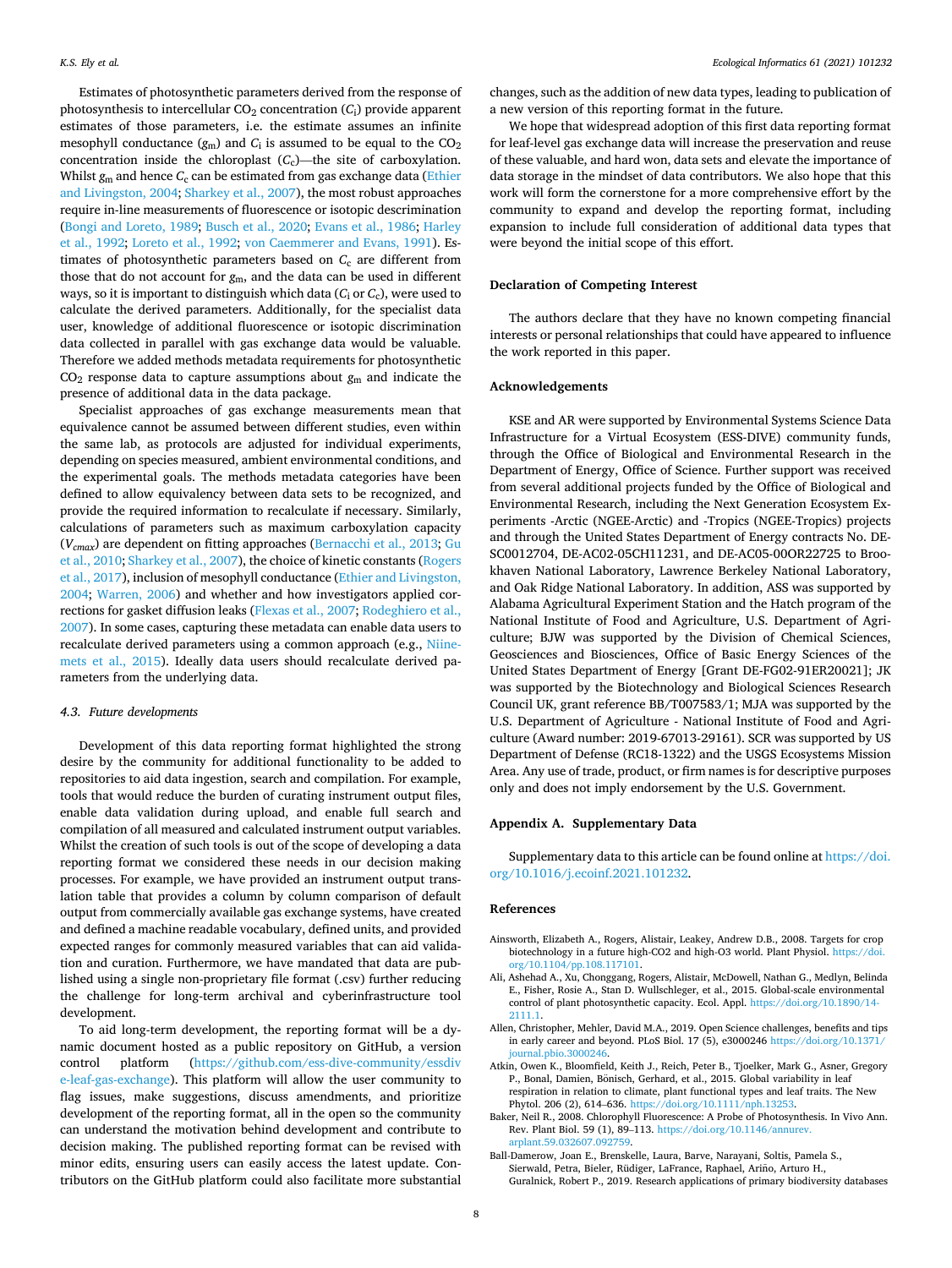Estimates of photosynthetic parameters derived from the response of photosynthesis to intercellular $CO_2$ concentration ($C_i$) provide apparent estimates of those parameters, i.e. the estimate assumes an infinite mesophyll conductance ($g_m$) and $C_i$ is assumed to be equal to the $CO_2$ concentration inside the chloroplast ($C_c$)—the site of carboxylation. Whilst $g_m$ and hence $C_c$ can be estimated from gas exchange data (Ethier and Livingston, 2004; Sharkey et al., 2007), the most robust approaches require in-line measurements of fluorescence or isotopic descrimination (Bongi and Loreto, 1989; Busch et al., 2020; Evans et al., 1986; Harley et al., 1992; Loreto et al., 1992; von Caemmerer and Evans, 1991). Estimates of photosynthetic parameters based on $C_c$ are different from those that do not account for $g_m$, and the data can be used in different ways, so it is important to distinguish which data ($C_i$ or $C_c$), were used to calculate the derived parameters. Additionally, for the specialist data user, knowledge of additional fluorescence or isotopic discrimination data collected in parallel with gas exchange data would be valuable. Therefore we added methods metadata requirements for photosynthetic $CO_2$ response data to capture assumptions about $g_m$ and indicate the presence of additional data in the data package.

Specialist approaches of gas exchange measurements mean that equivalence cannot be assumed between different studies, even within the same lab, as protocols are adjusted for individual experiments, depending on species measured, ambient environmental conditions, and the experimental goals. The methods metadata categories have been defined to allow equivalency between data sets to be recognized, and provide the required information to recalculate if necessary. Similarly, calculations of parameters such as maximum carboxylation capacity ($V_{cmax}$) are dependent on fitting approaches (Bernacchi et al., 2013; Gu et al., 2010; Sharkey et al., 2007), the choice of kinetic constants (Rogers et al., 2017), inclusion of mesophyll conductance (Ethier and Livingston, 2004; Warren, 2006) and whether and how investigators applied corrections for gasket diffusion leaks (Flexas et al., 2007; Rodeghiero et al., 2007). In some cases, capturing these metadata can enable data users to recalculate derived parameters using a common approach (e.g., Niinemets et al., 2015). Ideally data users should recalculate derived parameters from the underlying data.

### 4.3. Future developments

Development of this data reporting format highlighted the strong desire by the community for additional functionality to be added to repositories to aid data ingestion, search and compilation. For example, tools that would reduce the burden of curating instrument output files, enable data validation during upload, and enable full search and compilation of all measured and calculated instrument output variables. Whilst the creation of such tools is out of the scope of developing a data reporting format we considered these needs in our decision making processes. For example, we have provided an instrument output translation table that provides a column by column comparison of default output from commercially available gas exchange systems, have created and defined a machine readable vocabulary, defined units, and provided expected ranges for commonly measured variables that can aid validation and curation. Furthermore, we have mandated that data are published using a single non-proprietary file format (.csv) further reducing the challenge for long-term archival and cyberinfrastructure tool development.

To aid long-term development, the reporting format will be a dynamic document hosted as a public repository on GitHub, a version control platform (https://github.com/ess-dive-community/essdive-leaf-gas-exchange). This platform will allow the user community to flag issues, make suggestions, discuss amendments, and prioritize development of the reporting format, all in the open so the community can understand the motivation behind development and contribute to decision making. The published reporting format can be revised with minor edits, ensuring users can easily access the latest update. Contributors on the GitHub platform could also facilitate more substantial changes, such as the addition of new data types, leading to publication of a new version of this reporting format in the future.

We hope that widespread adoption of this first data reporting format for leaf-level gas exchange data will increase the preservation and reuse of these valuable, and hard won, data sets and elevate the importance of data storage in the mindset of data contributors. We also hope that this work will form the cornerstone for a more comprehensive effort by the community to expand and develop the reporting format, including expansion to include full consideration of additional data types that were beyond the initial scope of this effort.

## Declaration of Competing Interest

The authors declare that they have no known competing financial interests or personal relationships that could have appeared to influence the work reported in this paper.

## Acknowledgements

KSE and AR were supported by Environmental Systems Science Data Infrastructure for a Virtual Ecosystem (ESS-DIVE) community funds, through the Office of Biological and Environmental Research in the Department of Energy, Office of Science. Further support was received from several additional projects funded by the Office of Biological and Environmental Research, including the Next Generation Ecosystem Experiments -Arctic (NGEE-Arctic) and -Tropics (NGEE-Tropics) projects and through the United States Department of Energy contracts No. DE-SC0012704, DE-AC02-05CH11231, and DE-AC05-00OR22725 to Brookhaven National Laboratory, Lawrence Berkeley National Laboratory, and Oak Ridge National Laboratory. In addition, ASS was supported by Alabama Agricultural Experiment Station and the Hatch program of the National Institute of Food and Agriculture, U.S. Department of Agriculture; BJW was supported by the Division of Chemical Sciences, Geosciences and Biosciences, Office of Basic Energy Sciences of the United States Department of Energy [Grant DE-FG02-91ER20021]; JK was supported by the Biotechnology and Biological Sciences Research Council UK, grant reference BB/T007583/1; MJA was supported by the U.S. Department of Agriculture - National Institute of Food and Agriculture (Award number: 2019-67013-29161). SCR was supported by US Department of Defense (RC18-1322) and the USGS Ecosystems Mission Area. Any use of trade, product, or firm names is for descriptive purposes only and does not imply endorsement by the U.S. Government.

## Appendix A. Supplementary Data

Supplementary data to this article can be found online at https://doi.org/10.1016/j.ecoinf.2021.101232.

## References

Ainsworth, Elizabeth A., Rogers, Alistair, Leakey, Andrew D.B., 2008. Targets for crop biotechnology in a future high-CO2 and high-O3 world. Plant Physiol. https://doi.org/10.1104/pp.108.117101.

Ali, Ashehad A., Xu, Chonggang, Rogers, Alistair, McDowell, Nathan G., Medlyn, Belinda E., Fisher, Rosie A., Stan D. Wullschleger, et al., 2015. Global-scale environmental control of plant photosynthetic capacity. Ecol. Appl. https://doi.org/10.1890/14-2111.1.

Allen, Christopher, Mehler, David M.A., 2019. Open Science challenges, benefits and tips in early career and beyond. PLoS Biol. 17 (5), e3000246 https://doi.org/10.1371/journal.pbio.3000246.

Atkin, Owen K., Bloomfield, Keith J., Reich, Peter B., Tjoelker, Mark G., Asner, Gregory P., Bonal, Damien, Bönisch, Gerhard, et al., 2015. Global variability in leaf respiration in relation to climate, plant functional types and leaf traits. The New Phytol. 206 (2), 614–636. https://doi.org/10.1111/nph.13253.

Baker, Neil R., 2008. Chlorophyll Fluorescence: A Probe of Photosynthesis. In Vivo Ann. Rev. Plant Biol. 59 (1), 89–113. https://doi.org/10.1146/annurev.arplant.59.032607.092759.

Ball-Damerow, Joan E., Brenskelle, Laura, Barve, Narayani, Soltis, Pamela S., Sierwald, Petra, Bieler, Rüdiger, LaFrance, Raphael, Ariño, Arturo H., Guralnick, Robert P., 2019. Research applications of primary biodiversity databases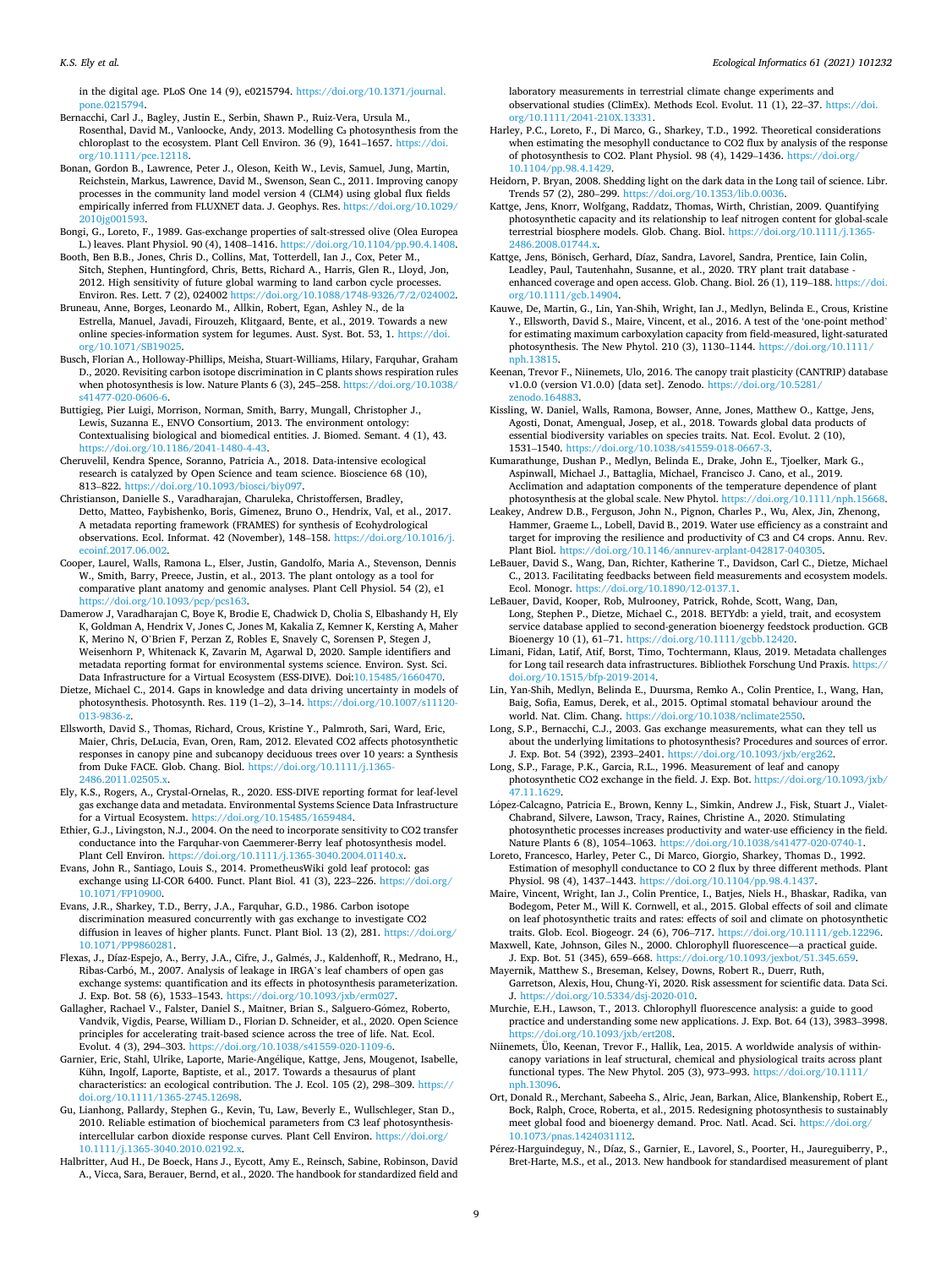in the digital age. PLoS One 14 (9), e0215794. https://doi.org/10.1371/journal.pone.0215794.

Bernacchi, Carl J., Bagley, Justin E., Serbin, Shawn P., Ruiz-Vera, Ursula M., Rosenthal, David M., Vanloocke, Andy, 2013. Modelling $C_3$ photosynthesis from the chloroplast to the ecosystem. Plant Cell Environ. 36 (9), 1641–1657. https://doi.org/10.1111/pce.12118.

Bonan, Gordon B., Lawrence, Peter J., Oleson, Keith W., Levis, Samuel, Jung, Martin, Reichstein, Markus, Lawrence, David M., Swenson, Sean C., 2011. Improving canopy processes in the community land model version 4 (CLM4) using global flux fields empirically inferred from FLUXNET data. J. Geophys. Res. https://doi.org/10.1029/2010jg001593.

Bongi, G., Loreto, F., 1989. Gas-exchange properties of salt-stressed olive (Olea Europea L.) leaves. Plant Physiol. 90 (4), 1408–1416. https://doi.org/10.1104/pp.90.4.1408.

Booth, Ben B.B., Jones, Chris D., Collins, Mat, Totterdell, Ian J., Cox, Peter M., Sitch, Stephen, Huntingford, Chris, Betts, Richard A., Harris, Glen R., Lloyd, Jon, 2012. High sensitivity of future global warming to land carbon cycle processes. Environ. Res. Lett. 7 (2), 024002 https://doi.org/10.1088/1748-9326/7/2/024002.

Bruneau, Anne, Borges, Leonardo M., Allkin, Robert, Egan, Ashley N., de la Estrella, Manuel, Javadi, Firouzeh, Klitgaard, Bente, et al., 2019. Towards a new online species-information system for legumes. Aust. Syst. Bot. 53, 1. https://doi.org/10.1071/SB19025.

Busch, Florian A., Holloway-Phillips, Meisha, Stuart-Williams, Hilary, Farquhar, Graham D., 2020. Revisiting carbon isotope discrimination in C plants shows respiration rules when photosynthesis is low. Nature Plants 6 (3), 245–258. https://doi.org/10.1038/s41477-020-0606-6.

Buttigieg, Pier Luigi, Morrison, Norman, Smith, Barry, Mungall, Christopher J., Lewis, Suzanna E., ENVO Consortium, 2013. The environment ontology: Contextualising biological and biomedical entities. J. Biomed. Semant. 4 (1), 43. https://doi.org/10.1186/2041-1480-4-43.

Cheruvelil, Kendra Spence, Soranno, Patricia A., 2018. Data-intensive ecological research is catalyzed by Open Science and team science. Bioscience 68 (10), 813–822. https://doi.org/10.1093/biosci/biy097.

Christianson, Danielle S., Varadharajan, Charuleka, Christoffersen, Bradley, Detto, Matteo, Faybishenko, Boris, Gimenez, Bruno O., Hendrix, Val, et al., 2017. A metadata reporting framework (FRAMES) for synthesis of Ecohydrological observations. Ecol. Informat. 42 (November), 148–158. https://doi.org/10.1016/j.ecoinf.2017.06.002.

Cooper, Laurel, Walls, Ramona L., Elser, Justin, Gandolfo, Maria A., Stevenson, Dennis W., Smith, Barry, Preece, Justin, et al., 2013. The plant ontology as a tool for comparative plant anatomy and genomic analyses. Plant Cell Physiol. 54 (2), e1 https://doi.org/10.1093/pcp/pcs163.

Damerow J, Varadharajan C, Boye K, Brodie E, Chadwick D, Cholia S, Elbashandy H, Ely K, Goldman A, Hendrix V, Jones C, Jones M, Kakalia Z, Kemner K, Kersting A, Maher K, Merino N, O'Brien F, Perzan Z, Robles E, Snavely C, Sorensen P, Stegen J, Weisenhorn P, Whitenack K, Zavarin M, Agarwal D, 2020. Sample identifiers and metadata reporting format for environmental systems science. Environ. Syst. Sci. Data Infrastructure for a Virtual Ecosystem (ESS-DIVE). Doi:10.15485/1660470.

Dietze, Michael C., 2014. Gaps in knowledge and data driving uncertainty in models of photosynthesis. Photosynth. Res. 119 (1–2), 3–14. https://doi.org/10.1007/s11120-013-9836-z.

Ellsworth, David S., Thomas, Richard, Crous, Kristine Y., Palmroth, Sari, Ward, Eric, Maier, Chris, DeLucia, Evan, Oren, Ram, 2012. Elevated CO2 affects photosynthetic responses in canopy pine and subcanopy deciduous trees over 10 years: a Synthesis from Duke FACE. Glob. Chang. Biol. https://doi.org/10.1111/j.1365-2486.2011.02505.x.

Ely, K.S., Rogers, A., Crystal-Ornelas, R., 2020. ESS-DIVE reporting format for leaf-level gas exchange data and metadata. Environmental Systems Science Data Infrastructure for a Virtual Ecosystem. https://doi.org/10.15485/1659484.

Ethier, G.J., Livingston, N.J., 2004. On the need to incorporate sensitivity to CO2 transfer conductance into the Farquhar-von Caemmerer-Berry leaf photosynthesis model. Plant Cell Environ. https://doi.org/10.1111/j.1365-3040.2004.01140.x.

Evans, John R., Santiago, Louis S., 2014. PrometheusWiki gold leaf protocol: gas exchange using LI-COR 6400. Funct. Plant Biol. 41 (3), 223–226. https://doi.org/10.1071/FP10900.

Evans, J.R., Sharkey, T.D., Berry, J.A., Farquhar, G.D., 1986. Carbon isotope discrimination measured concurrently with gas exchange to investigate CO2 diffusion in leaves of higher plants. Funct. Plant Biol. 13 (2), 281. https://doi.org/10.1071/PP9860281.

Flexas, J., Díaz-Espejo, A., Berry, J.A., Cifre, J., Galmés, J., Kaldenhoff, R., Medrano, H., Ribas-Carbó, M., 2007. Analysis of leakage in IRGA's leaf chambers of open gas exchange systems: quantification and its effects in photosynthesis parameterization. J. Exp. Bot. 58 (6), 1533–1543. https://doi.org/10.1093/jxb/erm027.

Gallagher, Rachael V., Falster, Daniel S., Maitner, Brian S., Salguero-Gómez, Roberto, Vandvik, Vigdis, Pearse, William D., Florian D. Schneider, et al., 2020. Open Science principles for accelerating trait-based science across the tree of life. Nat. Ecol. Evolut. 4 (3), 294–303. https://doi.org/10.1038/s41559-020-1109-6.

Garnier, Eric, Stahl, Ulrike, Laporte, Marie-Angélique, Kattge, Jens, Mougenot, Isabelle, Kühn, Ingolf, Laporte, Baptiste, et al., 2017. Towards a thesaurus of plant characteristics: an ecological contribution. The J. Ecol. 105 (2), 298–309. https://doi.org/10.1111/1365-2745.12698.

Gu, Lianhong, Pallardy, Stephen G., Kevin, Tu, Law, Beverly E., Wullschleger, Stan D., 2010. Reliable estimation of biochemical parameters from C3 leaf photosynthesis-intercellular carbon dioxide response curves. Plant Cell Environ. https://doi.org/10.1111/j.1365-3040.2010.02192.x.

Halbritter, Aud H., De Boeck, Hans J., Eycott, Amy E., Reinsch, Sabine, Robinson, David A., Vicca, Sara, Berauer, Bernd, et al., 2020. The handbook for standardized field and laboratory measurements in terrestrial climate change experiments and observational studies (ClimEx). Methods Ecol. Evolut. 11 (1), 22–37. https://doi.org/10.1111/2041-210X.13331.

Harley, P.C., Loreto, F., Di Marco, G., Sharkey, T.D., 1992. Theoretical considerations when estimating the mesophyll conductance to CO2 flux by analysis of the response of photosynthesis to CO2. Plant Physiol. 98 (4), 1429–1436. https://doi.org/10.1104/pp.98.4.1429.

Heidorn, P. Bryan, 2008. Shedding light on the dark data in the Long tail of science. Libr. Trends 57 (2), 280–299. https://doi.org/10.1353/lib.0.0036.

Kattge, Jens, Knorr, Wolfgang, Raddatz, Thomas, Wirth, Christian, 2009. Quantifying photosynthetic capacity and its relationship to leaf nitrogen content for global-scale terrestrial biosphere models. Glob. Chang. Biol. https://doi.org/10.1111/j.1365-2486.2008.01744.x.

Kattge, Jens, Bönisch, Gerhard, Díaz, Sandra, Lavorel, Sandra, Prentice, Iain Colin, Leadley, Paul, Tautenhahn, Susanne, et al., 2020. TRY plant trait database - enhanced coverage and open access. Glob. Chang. Biol. 26 (1), 119–188. https://doi.org/10.1111/gcb.14904.

Kauwe, De, Martin, G., Lin, Yan-Shih, Wright, Ian J., Medlyn, Belinda E., Crous, Kristine Y., Ellsworth, David S., Maire, Vincent, et al., 2016. A test of the 'one-point method' for estimating maximum carboxylation capacity from field-measured, light-saturated photosynthesis. The New Phytol. 210 (3), 1130–1144. https://doi.org/10.1111/nph.13815.

Keenan, Trevor F., Niinemets, Ulo, 2016. The canopy trait plasticity (CANTRIP) database v1.0.0 (version V1.0.0) [data set]. Zenodo. https://doi.org/10.5281/zenodo.164883.

Kissling, W. Daniel, Walls, Ramona, Bowser, Anne, Jones, Matthew O., Kattge, Jens, Agosti, Donat, Amengual, Josep, et al., 2018. Towards global data products of essential biodiversity variables on species traits. Nat. Ecol. Evolut. 2 (10), 1531–1540. https://doi.org/10.1038/s41559-018-0667-3.

Kumarathunge, Dushan P., Medlyn, Belinda E., Drake, John E., Tjoelker, Mark G., Aspinwall, Michael J., Battaglia, Michael, Francisco J. Cano, et al., 2019. Acclimation and adaptation components of the temperature dependence of plant photosynthesis at the global scale. New Phytol. https://doi.org/10.1111/nph.15668.

Leakey, Andrew D.B., Ferguson, John N., Pignon, Charles P., Wu, Alex, Jin, Zhenong, Hammer, Graeme L., Lobell, David B., 2019. Water use efficiency as a constraint and target for improving the resilience and productivity of C3 and C4 crops. Annu. Rev. Plant Biol. https://doi.org/10.1146/annurev-arplant-042817-040305.

LeBauer, David S., Wang, Dan, Richter, Katherine T., Davidson, Carl C., Dietze, Michael C., 2013. Facilitating feedbacks between field measurements and ecosystem models. Ecol. Monogr. https://doi.org/10.1890/12-0137.1.

LeBauer, David, Kooper, Rob, Mulrooney, Patrick, Rohde, Scott, Wang, Dan, Long, Stephen P., Dietze, Michael C., 2018. BETYdb: a yield, trait, and ecosystem service database applied to second-generation bioenergy feedstock production. GCB Bioenergy 10 (1), 61–71. https://doi.org/10.1111/gcbb.12420.

Limani, Fidan, Latif, Atif, Borst, Timo, Tochtermann, Klaus, 2019. Metadata challenges for Long tail research data infrastructures. Bibliothek Forschung Und Praxis. https://doi.org/10.1515/bfp-2019-2014.

Lin, Yan-Shih, Medlyn, Belinda E., Duursma, Remko A., Colin Prentice, I., Wang, Han, Baig, Sofia, Eamus, Derek, et al., 2015. Optimal stomatal behaviour around the world. Nat. Clim. Chang. https://doi.org/10.1038/nclimate2550.

Long, S.P., Bernacchi, C.J., 2003. Gas exchange measurements, what can they tell us about the underlying limitations to photosynthesis? Procedures and sources of error. J. Exp. Bot. 54 (392), 2393–2401. https://doi.org/10.1093/jxb/erg262.

Long, S.P., Farage, P.K., Garcia, R.L., 1996. Measurement of leaf and canopy photosynthetic CO2 exchange in the field. J. Exp. Bot. https://doi.org/10.1093/jxb/47.11.1629.

López-Calcagno, Patricia E., Brown, Kenny L., Simkin, Andrew J., Fisk, Stuart J., Vialet-Chabrand, Silvere, Lawson, Tracy, Raines, Christine A., 2020. Stimulating photosynthetic processes increases productivity and water-use efficiency in the field. Nature Plants 6 (8), 1054–1063. https://doi.org/10.1038/s41477-020-0740-1.

Loreto, Francesco, Harley, Peter C., Di Marco, Giorgio, Sharkey, Thomas D., 1992. Estimation of mesophyll conductance to CO 2 flux by three different methods. Plant Physiol. 98 (4), 1437–1443. https://doi.org/10.1104/pp.98.4.1437.

Maire, Vincent, Wright, Ian J., Colin Prentice, I., Batjes, Niels H., Bhaskar, Radika, van Bodegom, Peter M., Will K. Cornwell, et al., 2015. Global effects of soil and climate on leaf photosynthetic traits and rates: effects of soil and climate on photosynthetic traits. Glob. Ecol. Biogeogr. 24 (6), 706–717. https://doi.org/10.1111/geb.12296.

Maxwell, Kate, Johnson, Giles N., 2000. Chlorophyll fluorescence—a practical guide. J. Exp. Bot. 51 (345), 659–668. https://doi.org/10.1093/jexbot/51.345.659.

Mayernik, Matthew S., Breseman, Kelsey, Downs, Robert R., Duerr, Ruth, Garretson, Alexis, Hou, Chung-Yi, 2020. Risk assessment for scientific data. Data Sci. J. https://doi.org/10.5334/dsj-2020-010.

Murchie, E.H., Lawson, T., 2013. Chlorophyll fluorescence analysis: a guide to good practice and understanding some new applications. J. Exp. Bot. 64 (13), 3983–3998. https://doi.org/10.1093/jxb/ert208.

Niinemets, Ülo, Keenan, Trevor F., Hallik, Lea, 2015. A worldwide analysis of within-canopy variations in leaf structural, chemical and physiological traits across plant functional types. The New Phytol. 205 (3), 973–993. https://doi.org/10.1111/nph.13096.

Ort, Donald R., Merchant, Sabeeha S., Alric, Jean, Barkan, Alice, Blankenship, Robert E., Bock, Ralph, Croce, Roberta, et al., 2015. Redesigning photosynthesis to sustainably meet global food and bioenergy demand. Proc. Natl. Acad. Sci. https://doi.org/10.1073/pnas.1424031112.

Pérez-Harguindeguy, N., Díaz, S., Garnier, E., Lavorel, S., Poorter, H., Jaureguiberry, P., Bret-Harte, M.S., et al., 2013. New handbook for standardised measurement of plant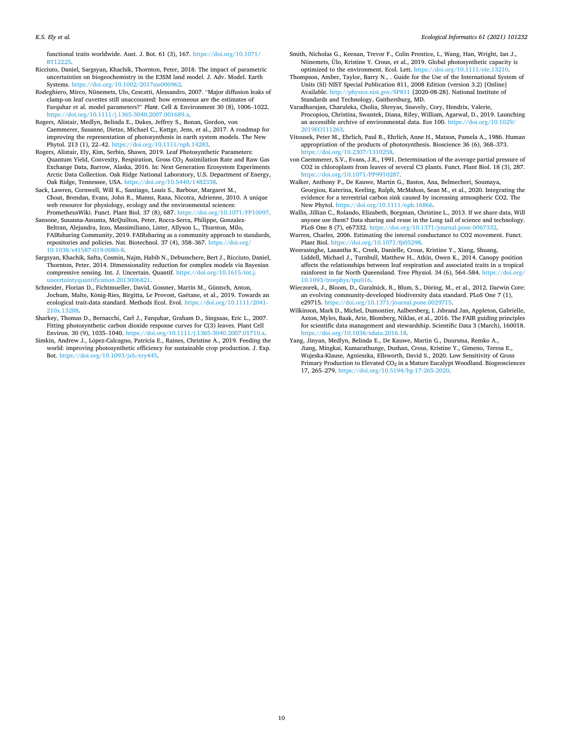functional traits worldwide. Aust. J. Bot. 61 (3), 167. https://doi.org/10.1071/BT12225.

Ricciuto, Daniel, Sargsyan, Khachik, Thornton, Peter, 2018. The impact of parametric uncertainties on biogeochemistry in the E3SM land model. J. Adv. Model. Earth Systems. https://doi.org/10.1002/2017ms000962.

Rodeghiero, Mirco, Niinemets, Ulo, Cescatti, Alessandro, 2007. "Major diffusion leaks of clamp-on leaf cuvettes still unaccounted: how erroneous are the estimates of Farquhar et al. model parameters?" *Plant*. Cell & Environment 30 (8), 1006–1022. https://doi.org/10.1111/j.1365-3040.2007.001689.x.

Rogers, Alistair, Medlyn, Belinda E., Dukes, Jeffrey S., Bonan, Gordon, von Caemmerer, Susanne, Dietze, Michael C., Kattge, Jens, et al., 2017. A roadmap for improving the representation of photosynthesis in earth system models. The New Phytol. 213 (1), 22–42. https://doi.org/10.1111/nph.14283.

Rogers, Alistair, Ely, Kim, Serbin, Shawn, 2019. Leaf Photosynthetic Parameters: Quantum Yield, Convexity, Respiration, Gross $CO_2$ Assimilation Rate and Raw Gas Exchange Data, Barrow, Alaska, 2016. In: Next Generation Ecosystem Experiments Arctic Data Collection. Oak Ridge National Laboratory, U.S. Department of Energy, Oak Ridge, Tennessee, USA. https://doi.org/10.5440/1482338.

Sack, Lawren, Cornwell, Will K., Santiago, Louis S., Barbour, Margaret M., Choat, Brendan, Evans, John R., Munns, Rana, Nicotra, Adrienne, 2010. A unique web resource for physiology, ecology and the environmental sciences: PrometheusWiki. Funct. Plant Biol. 37 (8), 687. https://doi.org/10.1071/FP10097.

Sansone, Susanna-Assunta, McQuilton, Peter, Rocca-Serra, Philippe, Gonzalez-Beltran, Alejandra, Izzo, Massimiliano, Lister, Allyson L., Thurston, Milo, FAIRsharing Community, 2019. FAIRsharing as a community approach to standards, repositories and policies. Nat. Biotechnol. 37 (4), 358–367. https://doi.org/10.1038/s41587-019-0080-8.

Sargsyan, Khachik, Safta, Cosmin, Najm, Habib N., Debusschere, Bert J., Ricciuto, Daniel, Thornton, Peter, 2014. Dimensionality reduction for complex models via Bayesian compressive sensing. Int. J. Uncertain. Quantif. https://doi.org/10.1615/int.j.uncertaintyquantification.2013006821.

Schneider, Florian D., Fichtmueller, David, Gossner, Martin M., Güntsch, Anton, Jochum, Malte, König-Ries, Birgitta, Le Provost, Gaëtane, et al., 2019. Towards an ecological trait-data standard. Methods Ecol. Evol. https://doi.org/10.1111/2041-210x.13288.

Sharkey, Thomas D., Bernacchi, Carl J., Farquhar, Graham D., Singsaas, Eric L., 2007. Fitting photosynthetic carbon dioxide response curves for C(3) leaves. Plant Cell Environ. 30 (9), 1035–1040. https://doi.org/10.1111/j.1365-3040.2007.01710.x.

Simkin, Andrew J., López-Calcagno, Patricia E., Raines, Christine A., 2019. Feeding the world: improving photosynthetic efficiency for sustainable crop production. J. Exp. Bot. https://doi.org/10.1093/jxb/ery445.

Smith, Nicholas G., Keenan, Trevor F., Colin Prentice, I., Wang, Han, Wright, Ian J., Niinemets, Ülo, Kristine Y. Crous, et al., 2019. Global photosynthetic capacity is optimized to the environment. Ecol. Lett. https://doi.org/10.1111/ele.13210.

Thompson, Amber, Taylor, Barry N., . Guide for the Use of the International System of Units (SI) NIST Special Publication 811, 2008 Edition (version 3.2) [Online] Available. http://physics.nist.gov/SP811 [2020-08-28]. National Institute of Standards and Technology, Gaithersburg, MD.

Varadharajan, Charuleka, Cholia, Shreyas, Snavely, Cory, Hendrix, Valerie, Procopiou, Christina, Swantek, Diana, Riley, William, Agarwal, D., 2019. Launching an accessible archive of environmental data. Eos 100. https://doi.org/10.1029/2019EO111263.

Vitousek, Peter M., Ehrlich, Paul R., Ehrlich, Anne H., Matson, Pamela A., 1986. Human appropriation of the products of photosynthesis. Bioscience 36 (6), 368–373. https://doi.org/10.2307/1310258.

von Caemmerer, S.V., Evans, J.R., 1991. Determination of the average partial pressure of CO2 in chloroplasts from leaves of several C3 plants. Funct. Plant Biol. 18 (3), 287. https://doi.org/10.1071/PP9910287.

Walker, Anthony P., De Kauwe, Martin G., Bastos, Ana, Belmecheri, Soumaya, Georgiou, Katerina, Keeling, Ralph, McMahon, Sean M., et al., 2020. Integrating the evidence for a terrestrial carbon sink caused by increasing atmospheric CO2. The New Phytol. https://doi.org/10.1111/nph.16866.

Wallis, Jillian C., Rolando, Elizabeth, Borgman, Christine L., 2013. If we share data, Will anyone use them? Data sharing and reuse in the Long tail of science and technology. PLoS One 8 (7), e67332. https://doi.org/10.1371/journal.pone.0067332.

Warren, Charles, 2006. Estimating the internal conductance to CO2 movement. Funct. Plant Biol. https://doi.org/10.1071/fp05298.

Weerasinghe, Lasantha K., Creek, Danielle, Crous, Kristine Y., Xiang, Shuang, Liddell, Michael J., Turnbull, Matthew H., Atkin, Owen K., 2014. Canopy position affects the relationships between leaf respiration and associated traits in a tropical rainforest in far North Queensland. Tree Physiol. 34 (6), 564–584. https://doi.org/10.1093/treephys/tpu016.

Wieczorek, J., Bloom, D., Guralnick, R., Blum, S., Döring, M., et al., 2012. Darwin Core: an evolving community-developed biodiversity data standard. PLoS One 7 (1), e29715. https://doi.org/10.1371/journal.pone.0029715.

Wilkinson, Mark D., Michel, Dumontier, Aalbersberg, I. Jsbrand Jan, Appleton, Gabrielle, Axton, Myles, Baak, Arie, Blomberg, Niklas, et al., 2016. The FAIR guiding principles for scientific data management and stewardship. Scientific Data 3 (March), 160018. https://doi.org/10.1038/sdata.2016.18.

Yang, Jinyan, Medlyn, Belinda E., De Kauwe, Martin G., Duursma, Remko A., Jiang, Mingkai, Kumarathunge, Dushan, Crous, Kristine Y., Gimeno, Teresa E., Wujeska-Klause, Agnieszka, Ellsworth, David S., 2020. Low Sensitivity of Gross Primary Production to Elevated $CO_2$ in a Mature Eucalypt Woodland. Biogeosciences 17, 265–279. https://doi.org/10.5194/bg-17-265-2020.